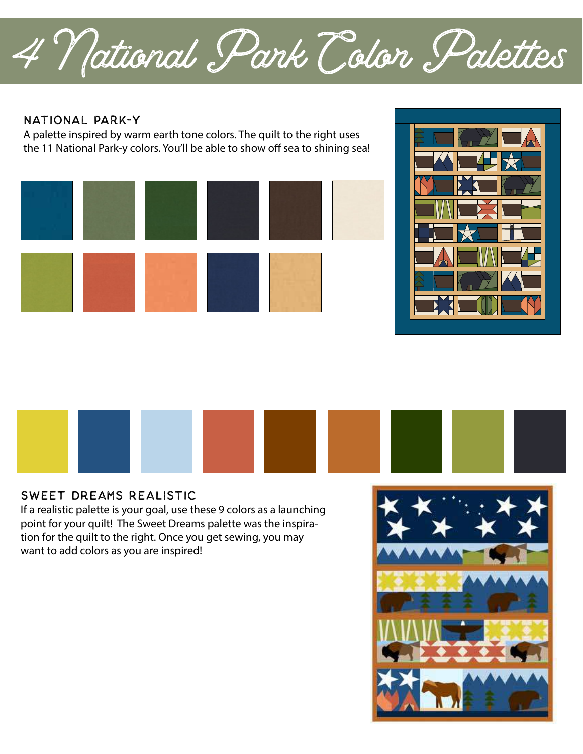# 4 National Park Color Palettes

## NATIONAL PARK-Y

A palette inspired by warm earth tone colors. The quilt to the right uses the 11 National Park-y colors. You'll be able to show off sea to shining sea!

## SWEET DREAMS REALISTIC

If a realistic palette is your goal, use these 9 colors as a launching point for your quilt! The Sweet Dreams palette was the inspiration for the quilt to the right. Once you get sewing, you may want to add colors as you are inspired!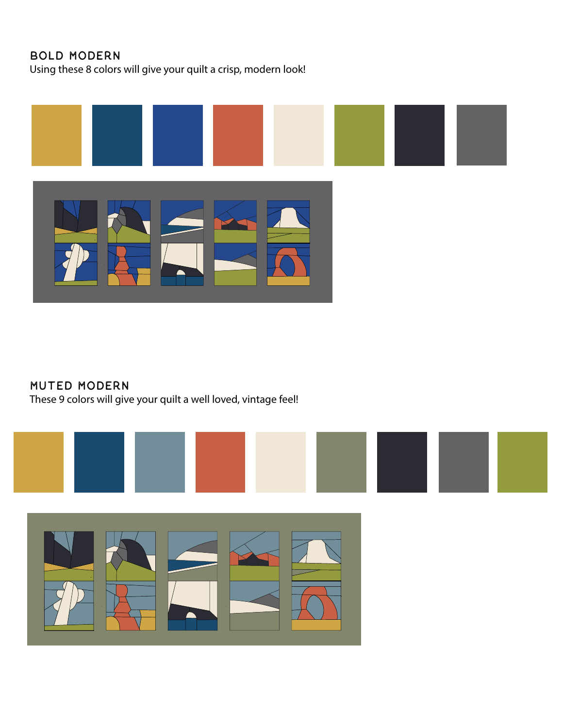## BOLD MODERN

Using these 8 colors will give your quilt a crisp, modern look!

## MUTED MODERN

These 9 colors will give your quilt a well loved, vintage feel!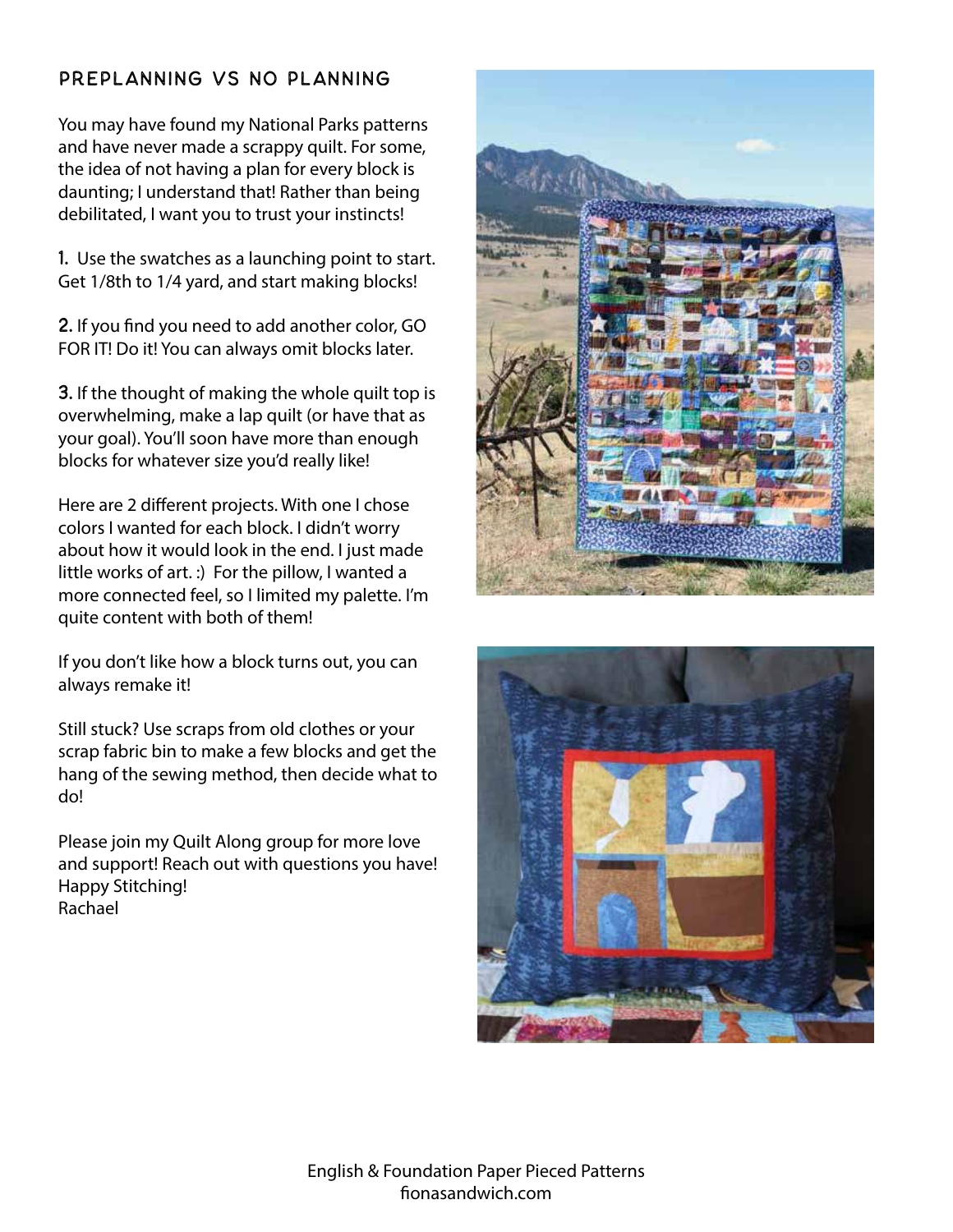## PREPLANNING VS NO PLANNING

You may have found my National Parks patterns and have never made a scrappy quilt. For some, the idea of not having a plan for every block is daunting; I understand that! Rather than being debilitated, I want you to trust your instincts!

**1.** Use the swatches as a launching point to start. Get 1/8th to 1/4 yard, and start making blocks!

**2.** If you find you need to add another color, GO FOR IT! Do it! You can always omit blocks later.

**3.** If the thought of making the whole quilt top is overwhelming, make a lap quilt (or have that as your goal). You'll soon have more than enough blocks for whatever size you'd really like!

Here are 2 different projects. With one I chose colors I wanted for each block. I didn't worry about how it would look in the end. I just made little works of art. :) For the pillow, I wanted a more connected feel, so I limited my palette. I'm quite content with both of them!

If you don't like how a block turns out, you can always remake it!

Still stuck? Use scraps from old clothes or your scrap fabric bin to make a few blocks and get the hang of the sewing method, then decide what to do!

Please join my Quilt Along group for more love and support! Reach out with questions you have!
Happy Stitching!
Rachael